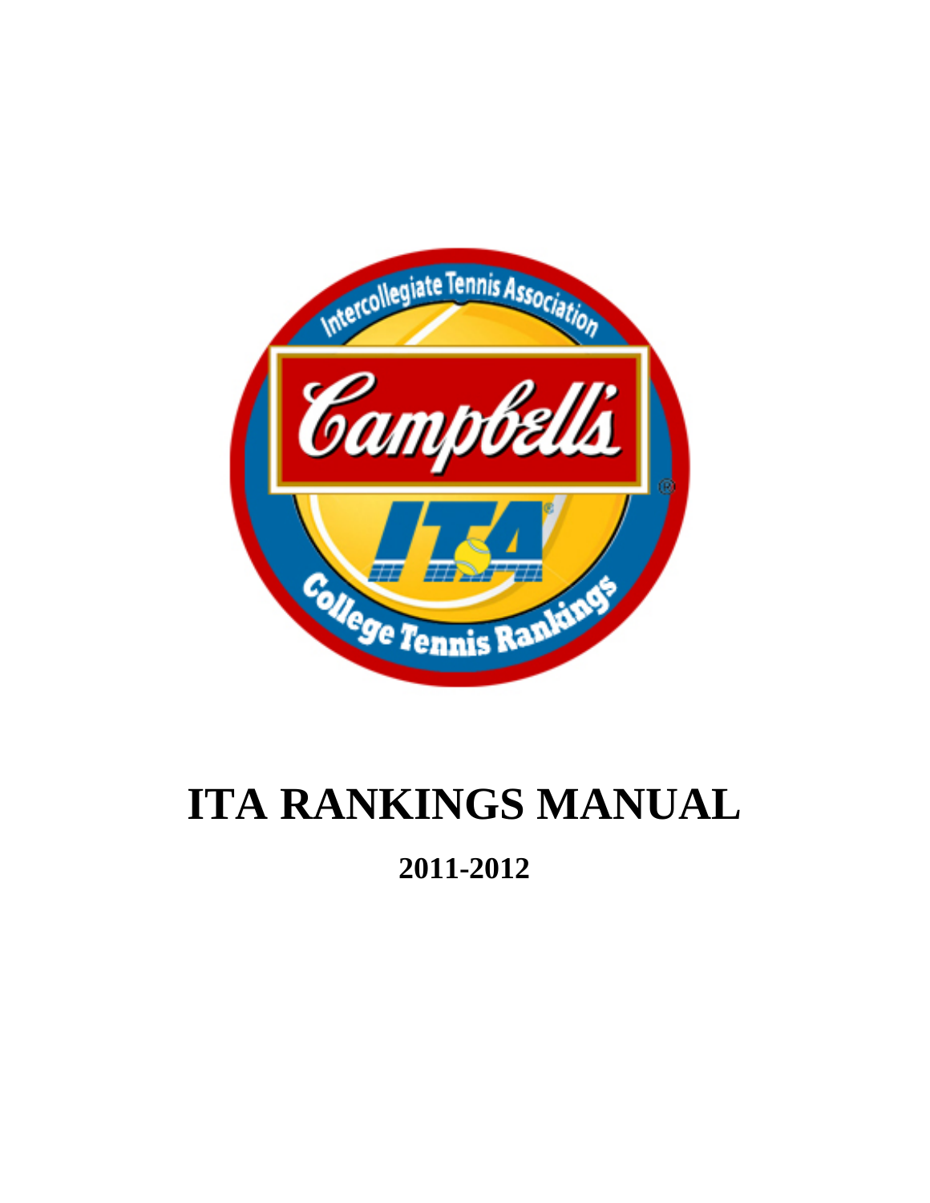# ITA RANKINGS MANUAL

## 2011-2012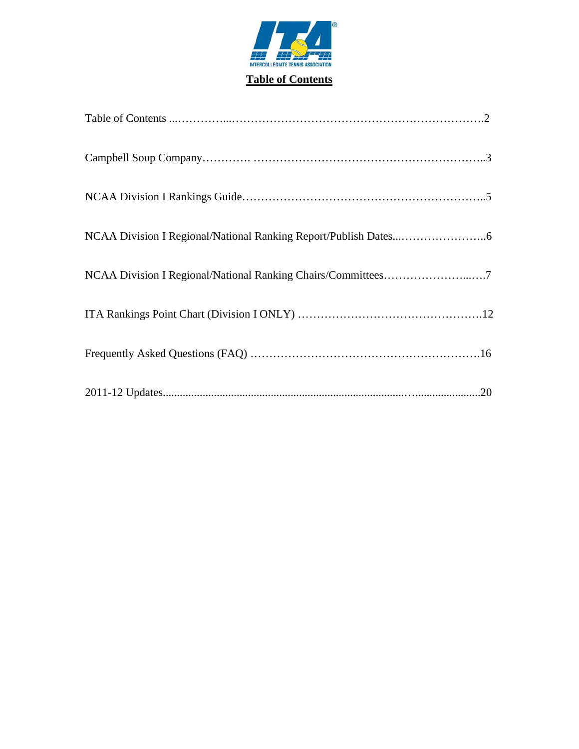# Table of Contents

Table of Contents ...…………...……………………………………………………….2

Campbell Soup Company…………. …………………………………………………..3

NCAA Division I Rankings Guide……………………………………………………..5

NCAA Division I Regional/National Ranking Report/Publish Dates...…………………..6

NCAA Division I Regional/National Ranking Chairs/Committees…………………...….7

ITA Rankings Point Chart (Division I ONLY) ………………………………………….12

Frequently Asked Questions (FAQ) …………………………………………………….16

2011-12 Updates..........................................................................................…......................20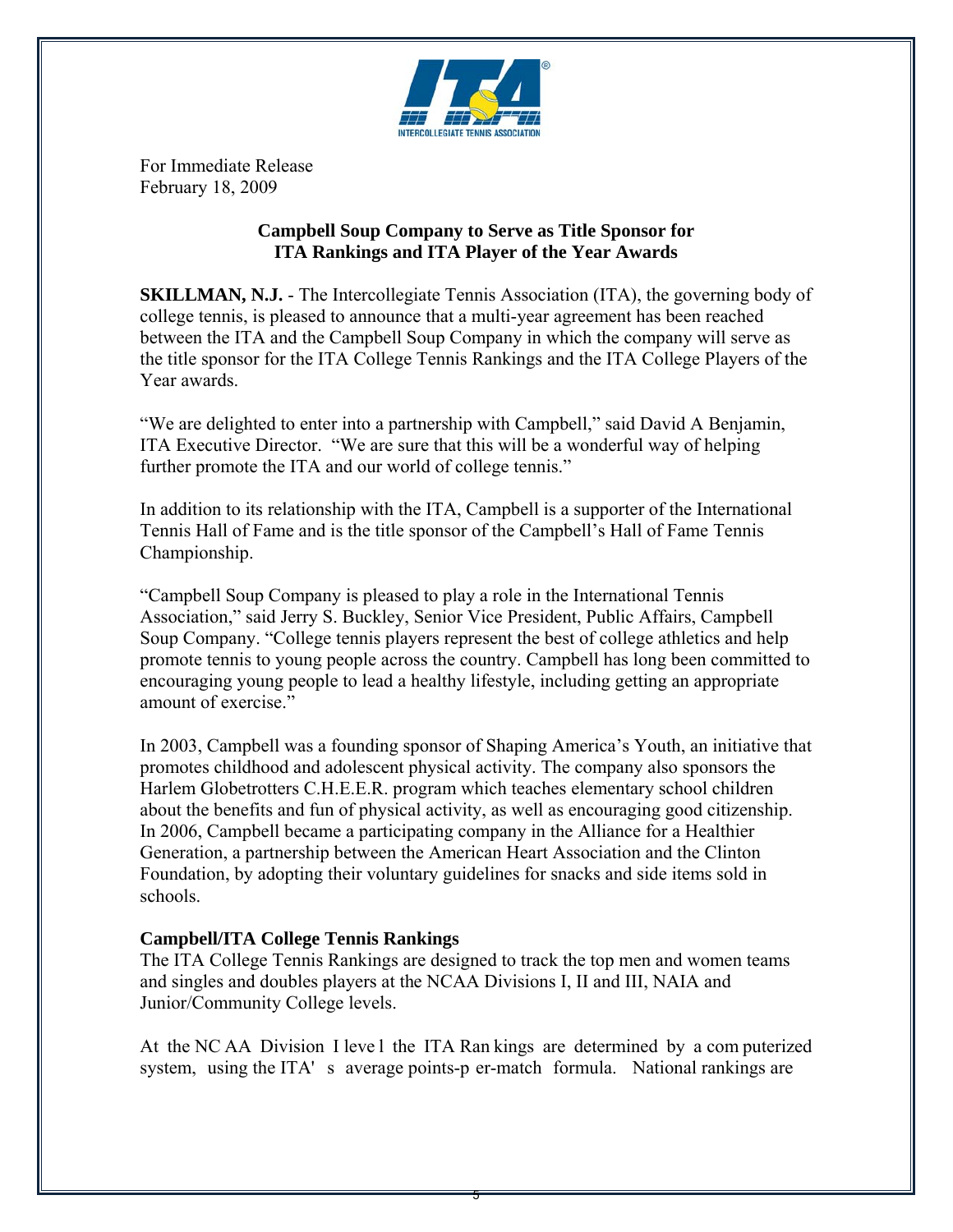For Immediate Release
February 18, 2009

**Campbell Soup Company to Serve as Title Sponsor for ITA Rankings and ITA Player of the Year Awards**

**SKILLMAN, N.J.** - The Intercollegiate Tennis Association (ITA), the governing body of college tennis, is pleased to announce that a multi-year agreement has been reached between the ITA and the Campbell Soup Company in which the company will serve as the title sponsor for the ITA College Tennis Rankings and the ITA College Players of the Year awards.

"We are delighted to enter into a partnership with Campbell," said David A Benjamin, ITA Executive Director. "We are sure that this will be a wonderful way of helping further promote the ITA and our world of college tennis."

In addition to its relationship with the ITA, Campbell is a supporter of the International Tennis Hall of Fame and is the title sponsor of the Campbell's Hall of Fame Tennis Championship.

"Campbell Soup Company is pleased to play a role in the International Tennis Association," said Jerry S. Buckley, Senior Vice President, Public Affairs, Campbell Soup Company. "College tennis players represent the best of college athletics and help promote tennis to young people across the country. Campbell has long been committed to encouraging young people to lead a healthy lifestyle, including getting an appropriate amount of exercise."

In 2003, Campbell was a founding sponsor of Shaping America's Youth, an initiative that promotes childhood and adolescent physical activity. The company also sponsors the Harlem Globetrotters C.H.E.E.R. program which teaches elementary school children about the benefits and fun of physical activity, as well as encouraging good citizenship. In 2006, Campbell became a participating company in the Alliance for a Healthier Generation, a partnership between the American Heart Association and the Clinton Foundation, by adopting their voluntary guidelines for snacks and side items sold in schools.

**Campbell/ITA College Tennis Rankings**

The ITA College Tennis Rankings are designed to track the top men and women teams and singles and doubles players at the NCAA Divisions I, II and III, NAIA and Junior/Community College levels.

At the NCAA Division I level the ITA Rankings are determined by a computerized system, using the ITA's average points-per-match formula. National rankings are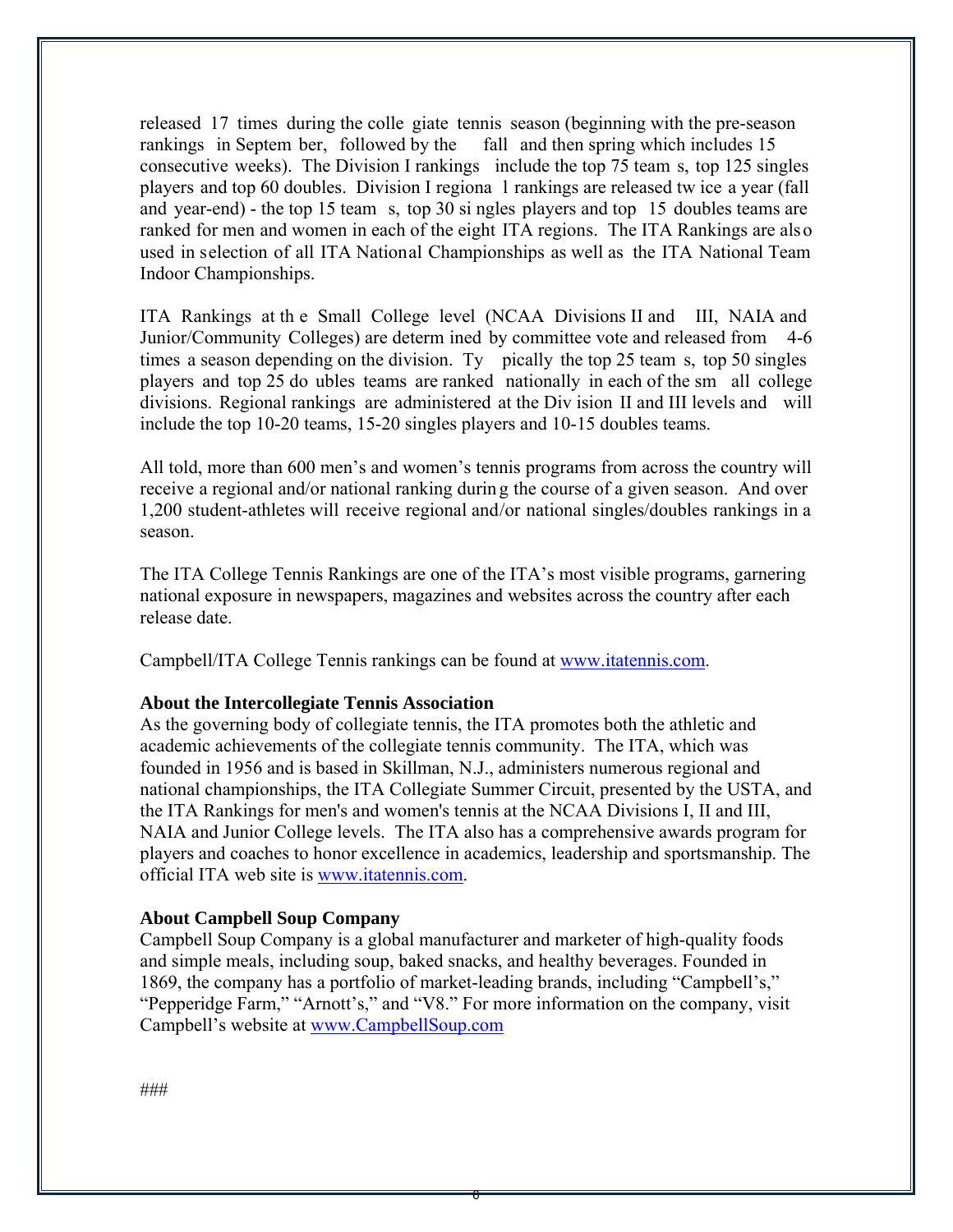released 17 times during the collegiate tennis season (beginning with the pre-season rankings in September, followed by the fall and then spring which includes 15 consecutive weeks). The Division I rankings include the top 75 teams, top 125 singles players and top 60 doubles. Division I regional rankings are released twice a year (fall and year-end) - the top 15 teams, top 30 singles players and top 15 doubles teams are ranked for men and women in each of the eight ITA regions. The ITA Rankings are also used in selection of all ITA National Championships as well as the ITA National Team Indoor Championships.

ITA Rankings at the Small College level (NCAA Divisions II and III, NAIA and Junior/Community Colleges) are determined by committee vote and released from 4-6 times a season depending on the division. Typically the top 25 teams, top 50 singles players and top 25 doubles teams are ranked nationally in each of the small college divisions. Regional rankings are administered at the Division II and III levels and will include the top 10-20 teams, 15-20 singles players and 10-15 doubles teams.

All told, more than 600 men's and women's tennis programs from across the country will receive a regional and/or national ranking during the course of a given season. And over 1,200 student-athletes will receive regional and/or national singles/doubles rankings in a season.

The ITA College Tennis Rankings are one of the ITA's most visible programs, garnering national exposure in newspapers, magazines and websites across the country after each release date.

Campbell/ITA College Tennis rankings can be found at www.itatennis.com.

**About the Intercollegiate Tennis Association**
As the governing body of collegiate tennis, the ITA promotes both the athletic and academic achievements of the collegiate tennis community. The ITA, which was founded in 1956 and is based in Skillman, N.J., administers numerous regional and national championships, the ITA Collegiate Summer Circuit, presented by the USTA, and the ITA Rankings for men's and women's tennis at the NCAA Divisions I, II and III, NAIA and Junior College levels. The ITA also has a comprehensive awards program for players and coaches to honor excellence in academics, leadership and sportsmanship. The official ITA web site is www.itatennis.com.

**About Campbell Soup Company**
Campbell Soup Company is a global manufacturer and marketer of high-quality foods and simple meals, including soup, baked snacks, and healthy beverages. Founded in 1869, the company has a portfolio of market-leading brands, including "Campbell's," "Pepperidge Farm," "Arnott's," and "V8." For more information on the company, visit Campbell's website at www.CampbellSoup.com

###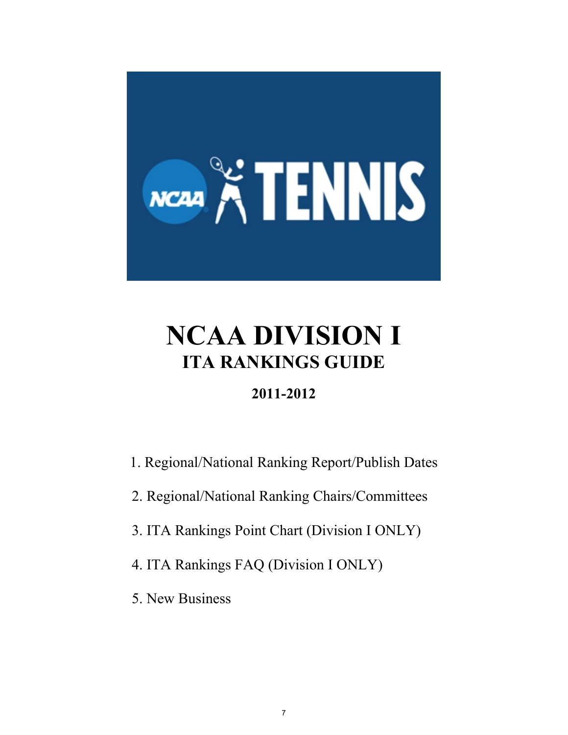# NCAA DIVISION I

## ITA RANKINGS GUIDE

### 2011-2012

1. Regional/National Ranking Report/Publish Dates
2. Regional/National Ranking Chairs/Committees
3. ITA Rankings Point Chart (Division I ONLY)
4. ITA Rankings FAQ (Division I ONLY)
5. New Business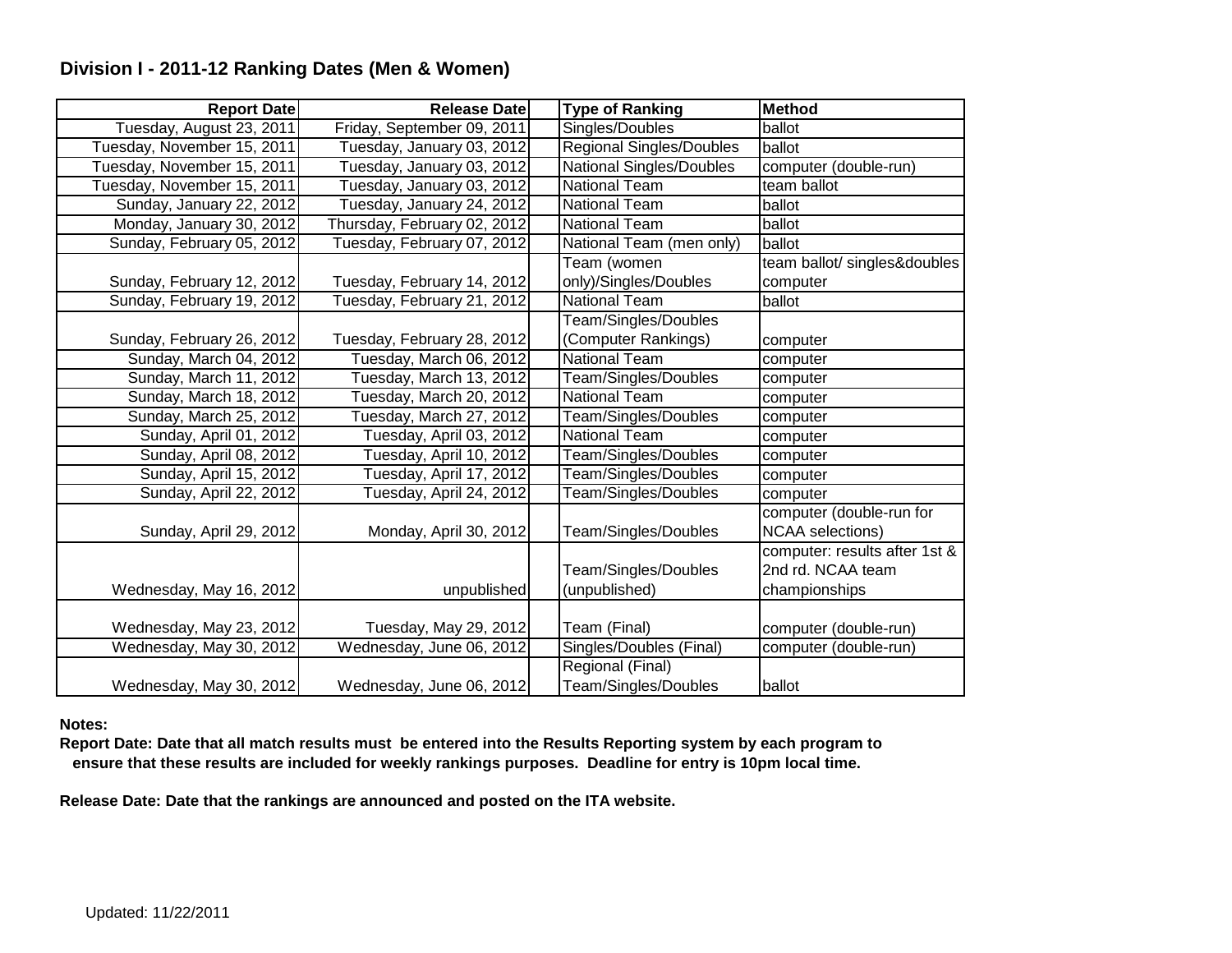## Division I - 2011-12 Ranking Dates (Men & Women)

| Report Date | Release Date | Type of Ranking | Method |
|---|---|---|---|
| Tuesday, August 23, 2011 | Friday, September 09, 2011 | Singles/Doubles | ballot |
| Tuesday, November 15, 2011 | Tuesday, January 03, 2012 | Regional Singles/Doubles | ballot |
| Tuesday, November 15, 2011 | Tuesday, January 03, 2012 | National Singles/Doubles | computer (double-run) |
| Tuesday, November 15, 2011 | Tuesday, January 03, 2012 | National Team | team ballot |
| Sunday, January 22, 2012 | Tuesday, January 24, 2012 | National Team | ballot |
| Monday, January 30, 2012 | Thursday, February 02, 2012 | National Team | ballot |
| Sunday, February 05, 2012 | Tuesday, February 07, 2012 | National Team (men only) | ballot |
| Sunday, February 12, 2012 | Tuesday, February 14, 2012 | Team (women only)/Singles/Doubles | team ballot/ singles&doubles computer |
| Sunday, February 19, 2012 | Tuesday, February 21, 2012 | National Team | ballot |
| Sunday, February 26, 2012 | Tuesday, February 28, 2012 | Team/Singles/Doubles (Computer Rankings) | computer |
| Sunday, March 04, 2012 | Tuesday, March 06, 2012 | National Team | computer |
| Sunday, March 11, 2012 | Tuesday, March 13, 2012 | Team/Singles/Doubles | computer |
| Sunday, March 18, 2012 | Tuesday, March 20, 2012 | National Team | computer |
| Sunday, March 25, 2012 | Tuesday, March 27, 2012 | Team/Singles/Doubles | computer |
| Sunday, April 01, 2012 | Tuesday, April 03, 2012 | National Team | computer |
| Sunday, April 08, 2012 | Tuesday, April 10, 2012 | Team/Singles/Doubles | computer |
| Sunday, April 15, 2012 | Tuesday, April 17, 2012 | Team/Singles/Doubles | computer |
| Sunday, April 22, 2012 | Tuesday, April 24, 2012 | Team/Singles/Doubles | computer |
| Sunday, April 29, 2012 | Monday, April 30, 2012 | Team/Singles/Doubles | computer (double-run for NCAA selections) |
| Wednesday, May 16, 2012 | unpublished | Team/Singles/Doubles (unpublished) | computer: results after 1st & 2nd rd. NCAA team championships |
| Wednesday, May 23, 2012 | Tuesday, May 29, 2012 | Team (Final) | computer (double-run) |
| Wednesday, May 30, 2012 | Wednesday, June 06, 2012 | Singles/Doubles (Final) | computer (double-run) |
| Wednesday, May 30, 2012 | Wednesday, June 06, 2012 | Regional (Final) Team/Singles/Doubles | ballot |

**Notes:**

**Report Date: Date that all match results must be entered into the Results Reporting system by each program to ensure that these results are included for weekly rankings purposes. Deadline for entry is 10pm local time.**

**Release Date: Date that the rankings are announced and posted on the ITA website.**

Updated: 11/22/2011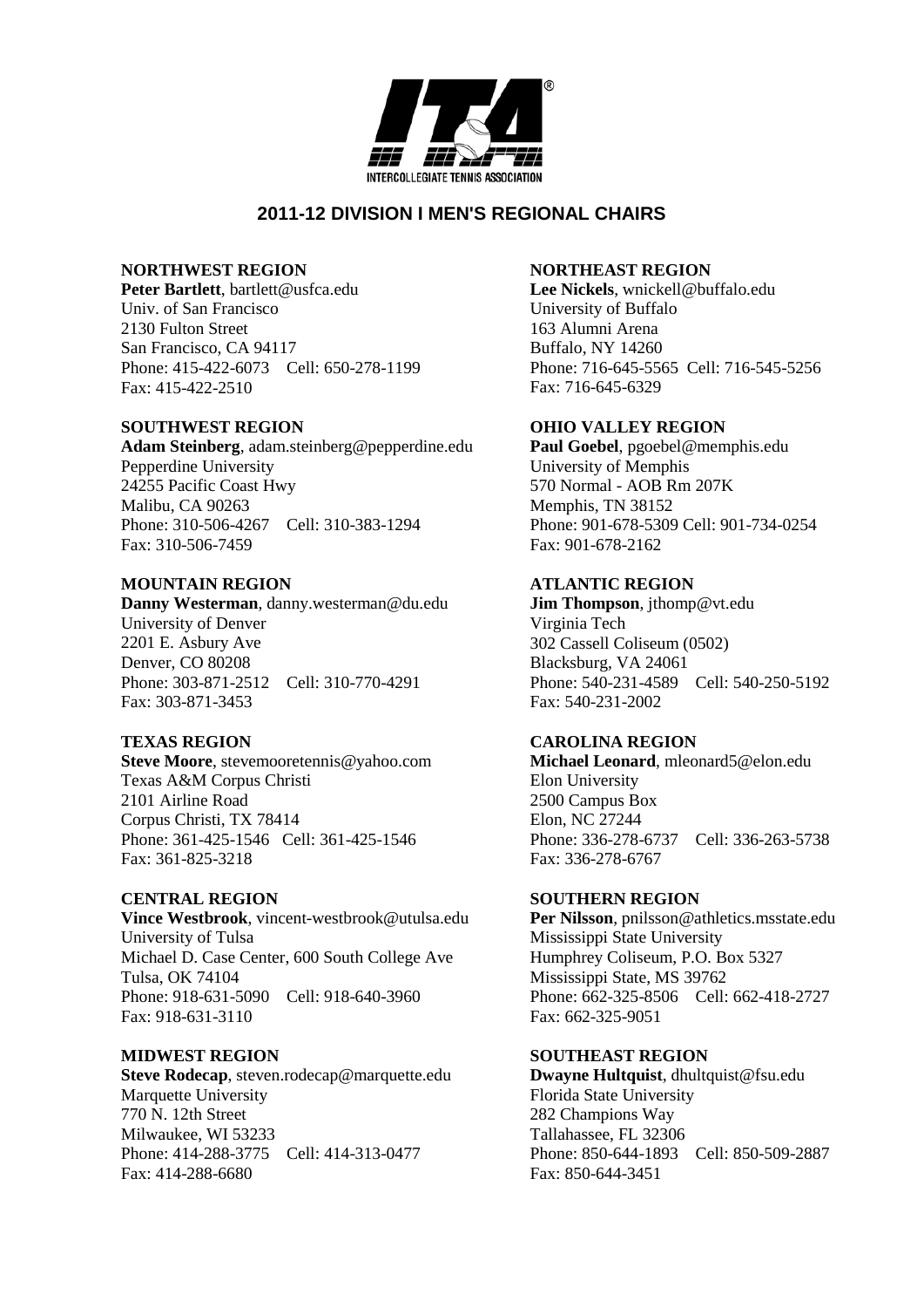INTERCOLLEGIATE TENNIS ASSOCIATION

# 2011-12 DIVISION I MEN'S REGIONAL CHAIRS

**NORTHWEST REGION**
**Peter Bartlett**, bartlett@usfca.edu
Univ. of San Francisco
2130 Fulton Street
San Francisco, CA 94117
Phone: 415-422-6073 Cell: 650-278-1199
Fax: 415-422-2510

**SOUTHWEST REGION**
**Adam Steinberg**, adam.steinberg@pepperdine.edu
Pepperdine University
24255 Pacific Coast Hwy
Malibu, CA 90263
Phone: 310-506-4267 Cell: 310-383-1294
Fax: 310-506-7459

**MOUNTAIN REGION**
**Danny Westerman**, danny.westerman@du.edu
University of Denver
2201 E. Asbury Ave
Denver, CO 80208
Phone: 303-871-2512 Cell: 310-770-4291
Fax: 303-871-3453

**TEXAS REGION**
**Steve Moore**, stevemooretennis@yahoo.com
Texas A&M Corpus Christi
2101 Airline Road
Corpus Christi, TX 78414
Phone: 361-425-1546 Cell: 361-425-1546
Fax: 361-825-3218

**CENTRAL REGION**
**Vince Westbrook**, vincent-westbrook@utulsa.edu
University of Tulsa
Michael D. Case Center, 600 South College Ave
Tulsa, OK 74104
Phone: 918-631-5090 Cell: 918-640-3960
Fax: 918-631-3110

**MIDWEST REGION**
**Steve Rodecap**, steven.rodecap@marquette.edu
Marquette University
770 N. 12th Street
Milwaukee, WI 53233
Phone: 414-288-3775 Cell: 414-313-0477
Fax: 414-288-6680

**NORTHEAST REGION**
**Lee Nickels**, wnickell@buffalo.edu
University of Buffalo
163 Alumni Arena
Buffalo, NY 14260
Phone: 716-645-5565 Cell: 716-545-5256
Fax: 716-645-6329

**OHIO VALLEY REGION**
**Paul Goebel**, pgoebel@memphis.edu
University of Memphis
570 Normal - AOB Rm 207K
Memphis, TN 38152
Phone: 901-678-5309 Cell: 901-734-0254
Fax: 901-678-2162

**ATLANTIC REGION**
**Jim Thompson**, jthomp@vt.edu
Virginia Tech
302 Cassell Coliseum (0502)
Blacksburg, VA 24061
Phone: 540-231-4589 Cell: 540-250-5192
Fax: 540-231-2002

**CAROLINA REGION**
**Michael Leonard**, mleonard5@elon.edu
Elon University
2500 Campus Box
Elon, NC 27244
Phone: 336-278-6737 Cell: 336-263-5738
Fax: 336-278-6767

**SOUTHERN REGION**
**Per Nilsson**, pnilsson@athletics.msstate.edu
Mississippi State University
Humphrey Coliseum, P.O. Box 5327
Mississippi State, MS 39762
Phone: 662-325-8506 Cell: 662-418-2727
Fax: 662-325-9051

**SOUTHEAST REGION**
**Dwayne Hultquist**, dhultquist@fsu.edu
Florida State University
282 Champions Way
Tallahassee, FL 32306
Phone: 850-644-1893 Cell: 850-509-2887
Fax: 850-644-3451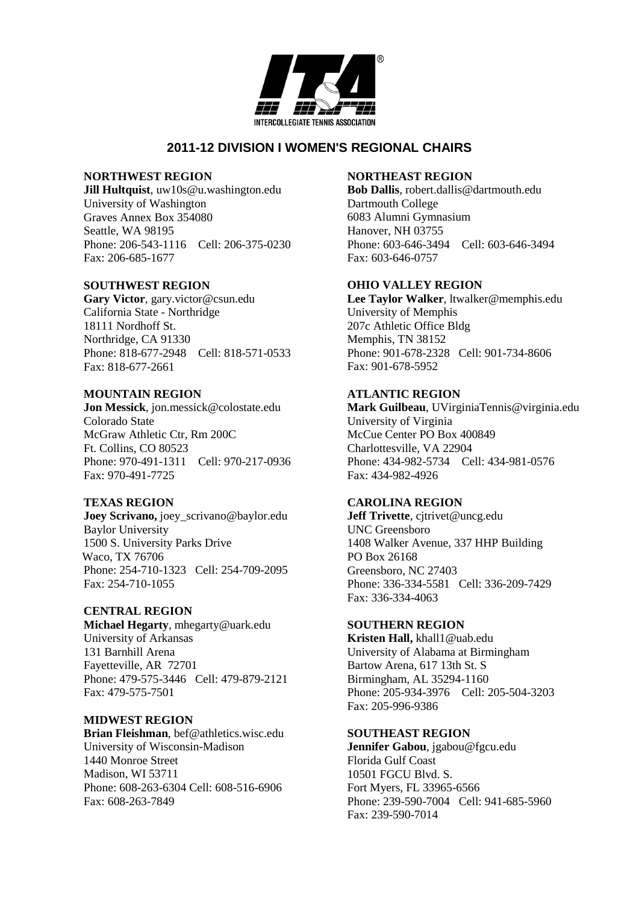INTERCOLLEGIATE TENNIS ASSOCIATION

## 2011-12 DIVISION I WOMEN'S REGIONAL CHAIRS

**NORTHWEST REGION**
**Jill Hultquist**, uw10s@u.washington.edu
University of Washington
Graves Annex Box 354080
Seattle, WA 98195
Phone: 206-543-1116 Cell: 206-375-0230
Fax: 206-685-1677

**SOUTHWEST REGION**
**Gary Victor**, gary.victor@csun.edu
California State - Northridge
18111 Nordhoff St.
Northridge, CA 91330
Phone: 818-677-2948 Cell: 818-571-0533
Fax: 818-677-2661

**MOUNTAIN REGION**
**Jon Messick**, jon.messick@colostate.edu
Colorado State
McGraw Athletic Ctr, Rm 200C
Ft. Collins, CO 80523
Phone: 970-491-1311 Cell: 970-217-0936
Fax: 970-491-7725

**TEXAS REGION**
**Joey Scrivano,** joey_scrivano@baylor.edu
Baylor University
1500 S. University Parks Drive
Waco, TX 76706
Phone: 254-710-1323 Cell: 254-709-2095
Fax: 254-710-1055

**CENTRAL REGION**
**Michael Hegarty**, mhegarty@uark.edu
University of Arkansas
131 Barnhill Arena
Fayetteville, AR 72701
Phone: 479-575-3446 Cell: 479-879-2121
Fax: 479-575-7501

**MIDWEST REGION**
**Brian Fleishman**, bef@athletics.wisc.edu
University of Wisconsin-Madison
1440 Monroe Street
Madison, WI 53711
Phone: 608-263-6304 Cell: 608-516-6906
Fax: 608-263-7849

**NORTHEAST REGION**
**Bob Dallis**, robert.dallis@dartmouth.edu
Dartmouth College
6083 Alumni Gymnasium
Hanover, NH 03755
Phone: 603-646-3494 Cell: 603-646-3494
Fax: 603-646-0757

**OHIO VALLEY REGION**
**Lee Taylor Walker**, ltwalker@memphis.edu
University of Memphis
207c Athletic Office Bldg
Memphis, TN 38152
Phone: 901-678-2328 Cell: 901-734-8606
Fax: 901-678-5952

**ATLANTIC REGION**
**Mark Guilbeau**, UVirginiaTennis@virginia.edu
University of Virginia
McCue Center PO Box 400849
Charlottesville, VA 22904
Phone: 434-982-5734 Cell: 434-981-0576
Fax: 434-982-4926

**CAROLINA REGION**
**Jeff Trivette**, cjtrivet@uncg.edu
UNC Greensboro
1408 Walker Avenue, 337 HHP Building
PO Box 26168
Greensboro, NC 27403
Phone: 336-334-5581 Cell: 336-209-7429
Fax: 336-334-4063

**SOUTHERN REGION**
**Kristen Hall,** khall1@uab.edu
University of Alabama at Birmingham
Bartow Arena, 617 13th St. S
Birmingham, AL 35294-1160
Phone: 205-934-3976 Cell: 205-504-3203
Fax: 205-996-9386

**SOUTHEAST REGION**
**Jennifer Gabou**, jgabou@fgcu.edu
Florida Gulf Coast
10501 FGCU Blvd. S.
Fort Myers, FL 33965-6566
Phone: 239-590-7004 Cell: 941-685-5960
Fax: 239-590-7014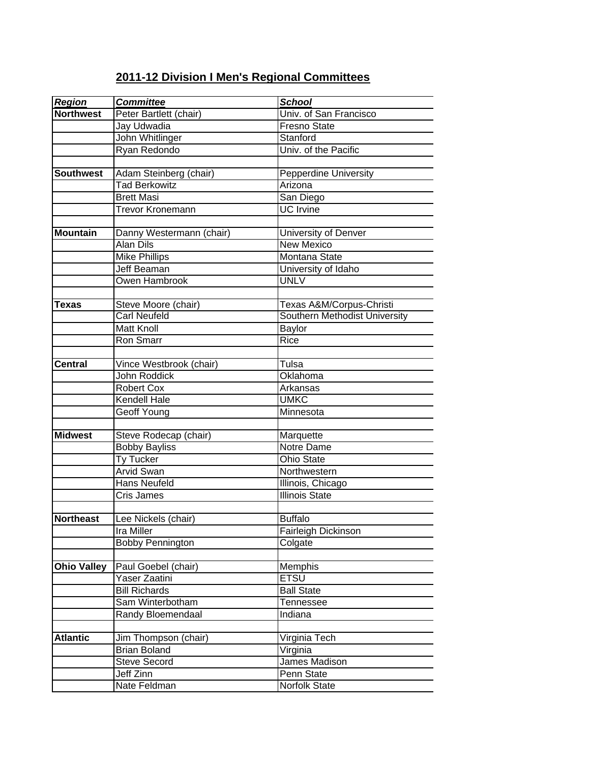## 2011-12 Division I Men's Regional Committees

| ***Region*** | ***Committee*** | ***School*** |
|---|---|---|
| **Northwest** | Peter Bartlett (chair) | Univ. of San Francisco |
| | Jay Udwadia | Fresno State |
| | John Whitlinger | Stanford |
| | Ryan Redondo | Univ. of the Pacific |
| | | |
| **Southwest** | Adam Steinberg (chair) | Pepperdine University |
| | Tad Berkowitz | Arizona |
| | Brett Masi | San Diego |
| | Trevor Kronemann | UC Irvine |
| | | |
| **Mountain** | Danny Westermann (chair) | University of Denver |
| | Alan Dils | New Mexico |
| | Mike Phillips | Montana State |
| | Jeff Beaman | University of Idaho |
| | Owen Hambrook | UNLV |
| | | |
| **Texas** | Steve Moore (chair) | Texas A&M/Corpus-Christi |
| | Carl Neufeld | Southern Methodist University |
| | Matt Knoll | Baylor |
| | Ron Smarr | Rice |
| | | |
| **Central** | Vince Westbrook (chair) | Tulsa |
| | John Roddick | Oklahoma |
| | Robert Cox | Arkansas |
| | Kendell Hale | UMKC |
| | Geoff Young | Minnesota |
| | | |
| **Midwest** | Steve Rodecap (chair) | Marquette |
| | Bobby Bayliss | Notre Dame |
| | Ty Tucker | Ohio State |
| | Arvid Swan | Northwestern |
| | Hans Neufeld | Illinois, Chicago |
| | Cris James | Illinois State |
| | | |
| **Northeast** | Lee Nickels (chair) | Buffalo |
| | Ira Miller | Fairleigh Dickinson |
| | Bobby Pennington | Colgate |
| | | |
| **Ohio Valley** | Paul Goebel (chair) | Memphis |
| | Yaser Zaatini | ETSU |
| | Bill Richards | Ball State |
| | Sam Winterbotham | Tennessee |
| | Randy Bloemendaal | Indiana |
| | | |
| **Atlantic** | Jim Thompson (chair) | Virginia Tech |
| | Brian Boland | Virginia |
| | Steve Secord | James Madison |
| | Jeff Zinn | Penn State |
| | Nate Feldman | Norfolk State |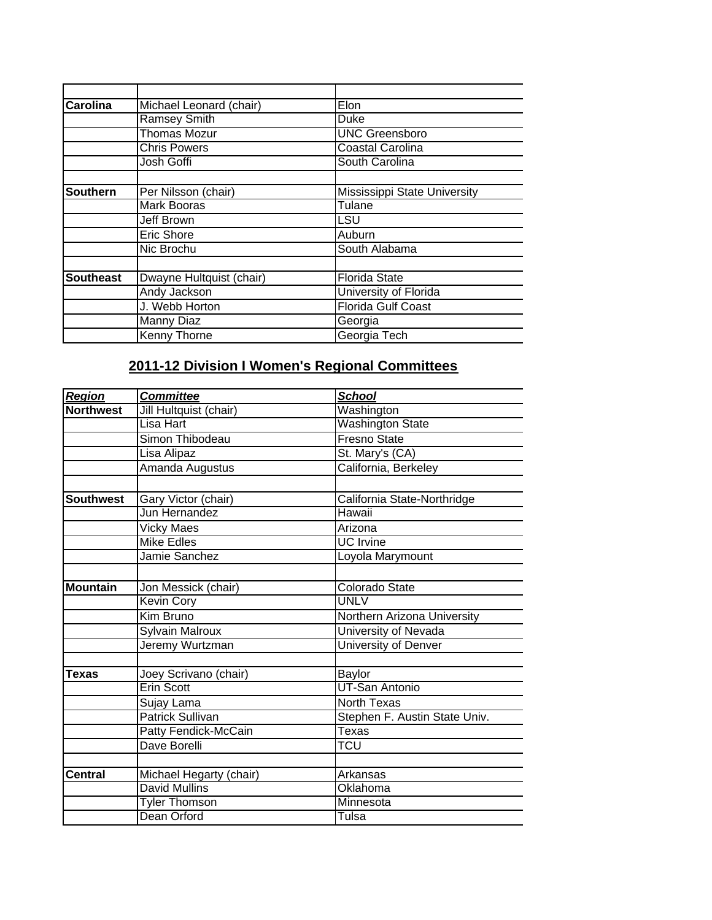| | | |
|---|---|---|
| | | |
| **Carolina** | Michael Leonard (chair) | Elon |
| | Ramsey Smith | Duke |
| | Thomas Mozur | UNC Greensboro |
| | Chris Powers | Coastal Carolina |
| | Josh Goffi | South Carolina |
| | | |
| **Southern** | Per Nilsson (chair) | Mississippi State University |
| | Mark Booras | Tulane |
| | Jeff Brown | LSU |
| | Eric Shore | Auburn |
| | Nic Brochu | South Alabama |
| | | |
| **Southeast** | Dwayne Hultquist (chair) | Florida State |
| | Andy Jackson | University of Florida |
| | J. Webb Horton | Florida Gulf Coast |
| | Manny Diaz | Georgia |
| | Kenny Thorne | Georgia Tech |

## 2011-12 Division I Women's Regional Committees

| ***Region*** | ***Committee*** | ***School*** |
|---|---|---|
| **Northwest** | Jill Hultquist (chair) | Washington |
| | Lisa Hart | Washington State |
| | Simon Thibodeau | Fresno State |
| | Lisa Alipaz | St. Mary's (CA) |
| | Amanda Augustus | California, Berkeley |
| | | |
| **Southwest** | Gary Victor (chair) | California State-Northridge |
| | Jun Hernandez | Hawaii |
| | Vicky Maes | Arizona |
| | Mike Edles | UC Irvine |
| | Jamie Sanchez | Loyola Marymount |
| | | |
| **Mountain** | Jon Messick (chair) | Colorado State |
| | Kevin Cory | UNLV |
| | Kim Bruno | Northern Arizona University |
| | Sylvain Malroux | University of Nevada |
| | Jeremy Wurtzman | University of Denver |
| | | |
| **Texas** | Joey Scrivano (chair) | Baylor |
| | Erin Scott | UT-San Antonio |
| | Sujay Lama | North Texas |
| | Patrick Sullivan | Stephen F. Austin State Univ. |
| | Patty Fendick-McCain | Texas |
| | Dave Borelli | TCU |
| | | |
| **Central** | Michael Hegarty (chair) | Arkansas |
| | David Mullins | Oklahoma |
| | Tyler Thomson | Minnesota |
| | Dean Orford | Tulsa |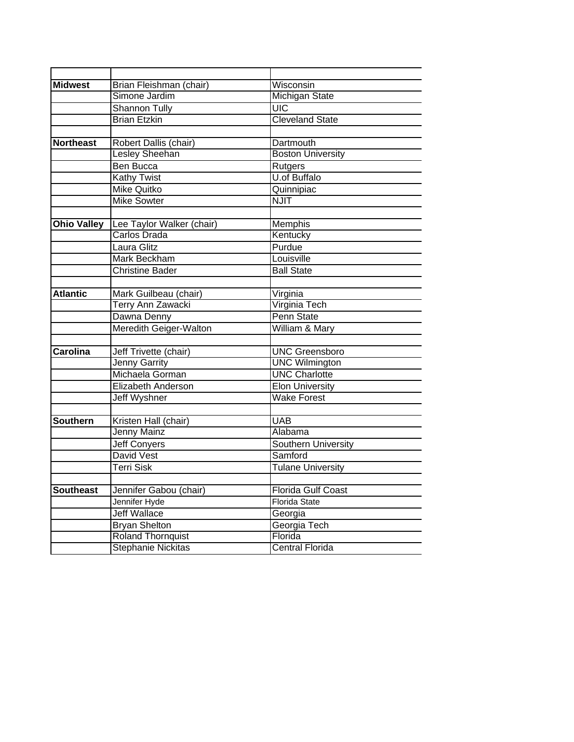| | | |
|---|---|---|
| **Midwest** | Brian Fleishman (chair) | Wisconsin |
| | Simone Jardim | Michigan State |
| | Shannon Tully | UIC |
| | Brian Etzkin | Cleveland State |
| | | |
| **Northeast** | Robert Dallis (chair) | Dartmouth |
| | Lesley Sheehan | Boston University |
| | Ben Bucca | Rutgers |
| | Kathy Twist | U.of Buffalo |
| | Mike Quitko | Quinnipiac |
| | Mike Sowter | NJIT |
| | | |
| **Ohio Valley** | Lee Taylor Walker (chair) | Memphis |
| | Carlos Drada | Kentucky |
| | Laura Glitz | Purdue |
| | Mark Beckham | Louisville |
| | Christine Bader | Ball State |
| | | |
| **Atlantic** | Mark Guilbeau (chair) | Virginia |
| | Terry Ann Zawacki | Virginia Tech |
| | Dawna Denny | Penn State |
| | Meredith Geiger-Walton | William & Mary |
| | | |
| **Carolina** | Jeff Trivette (chair) | UNC Greensboro |
| | Jenny Garrity | UNC Wilmington |
| | Michaela Gorman | UNC Charlotte |
| | Elizabeth Anderson | Elon University |
| | Jeff Wyshner | Wake Forest |
| | | |
| **Southern** | Kristen Hall (chair) | UAB |
| | Jenny Mainz | Alabama |
| | Jeff Conyers | Southern University |
| | David Vest | Samford |
| | Terri Sisk | Tulane University |
| | | |
| **Southeast** | Jennifer Gabou (chair) | Florida Gulf Coast |
| | Jennifer Hyde | Florida State |
| | Jeff Wallace | Georgia |
| | Bryan Shelton | Georgia Tech |
| | Roland Thornquist | Florida |
| | Stephanie Nickitas | Central Florida |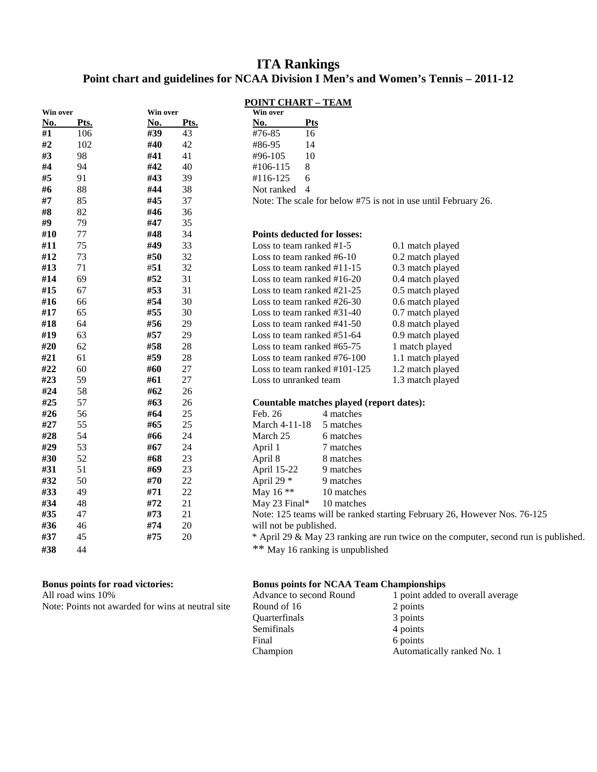# ITA Rankings

## Point chart and guidelines for NCAA Division I Men's and Women's Tennis – 2011-12

**POINT CHART – TEAM**

| Win over No. | Pts. | Win over No. | Pts. | Win over No. | Pts |
|---|---|---|---|---|---|
| #1 | 106 | #39 | 43 | #76-85 | 16 |
| #2 | 102 | #40 | 42 | #86-95 | 14 |
| #3 | 98 | #41 | 41 | #96-105 | 10 |
| #4 | 94 | #42 | 40 | #106-115 | 8 |
| #5 | 91 | #43 | 39 | #116-125 | 6 |
| #6 | 88 | #44 | 38 | Not ranked | 4 |
| #7 | 85 | #45 | 37 | | |
| #8 | 82 | #46 | 36 | | |
| #9 | 79 | #47 | 35 | | |
| #10 | 77 | #48 | 34 | | |
| #11 | 75 | #49 | 33 | | |
| #12 | 73 | #50 | 32 | | |
| #13 | 71 | #51 | 32 | | |
| #14 | 69 | #52 | 31 | | |
| #15 | 67 | #53 | 31 | | |
| #16 | 66 | #54 | 30 | | |
| #17 | 65 | #55 | 30 | | |
| #18 | 64 | #56 | 29 | | |
| #19 | 63 | #57 | 29 | | |
| #20 | 62 | #58 | 28 | | |
| #21 | 61 | #59 | 28 | | |
| #22 | 60 | #60 | 27 | | |
| #23 | 59 | #61 | 27 | | |
| #24 | 58 | #62 | 26 | | |
| #25 | 57 | #63 | 26 | | |
| #26 | 56 | #64 | 25 | | |
| #27 | 55 | #65 | 25 | | |
| #28 | 54 | #66 | 24 | | |
| #29 | 53 | #67 | 24 | | |
| #30 | 52 | #68 | 23 | | |
| #31 | 51 | #69 | 23 | | |
| #32 | 50 | #70 | 22 | | |
| #33 | 49 | #71 | 22 | | |
| #34 | 48 | #72 | 21 | | |
| #35 | 47 | #73 | 21 | | |
| #36 | 46 | #74 | 20 | | |
| #37 | 45 | #75 | 20 | | |
| #38 | 44 | | | | |

Note: The scale for below #75 is not in use until February 26.

**Points deducted for losses:**

| | |
|---|---|
| Loss to team ranked #1-5 | 0.1 match played |
| Loss to team ranked #6-10 | 0.2 match played |
| Loss to team ranked #11-15 | 0.3 match played |
| Loss to team ranked #16-20 | 0.4 match played |
| Loss to team ranked #21-25 | 0.5 match played |
| Loss to team ranked #26-30 | 0.6 match played |
| Loss to team ranked #31-40 | 0.7 match played |
| Loss to team ranked #41-50 | 0.8 match played |
| Loss to team ranked #51-64 | 0.9 match played |
| Loss to team ranked #65-75 | 1 match played |
| Loss to team ranked #76-100 | 1.1 match played |
| Loss to team ranked #101-125 | 1.2 match played |
| Loss to unranked team | 1.3 match played |

**Countable matches played (report dates):**

| | |
|---|---|
| Feb. 26 | 4 matches |
| March 4-11-18 | 5 matches |
| March 25 | 6 matches |
| April 1 | 7 matches |
| April 8 | 8 matches |
| April 15-22 | 9 matches |
| April 29 * | 9 matches |
| May 16 ** | 10 matches |
| May 23 Final* | 10 matches |

Note: 125 teams will be ranked starting February 26, However Nos. 76-125 will not be published.

* April 29 & May 23 ranking are run twice on the computer, second run is published.

** May 16 ranking is unpublished

**Bonus points for road victories:**

All road wins 10%

Note: Points not awarded for wins at neutral site

**Bonus points for NCAA Team Championships**

| | |
|---|---|
| Advance to second Round | 1 point added to overall average |
| Round of 16 | 2 points |
| Quarterfinals | 3 points |
| Semifinals | 4 points |
| Final | 6 points |
| Champion | Automatically ranked No. 1 |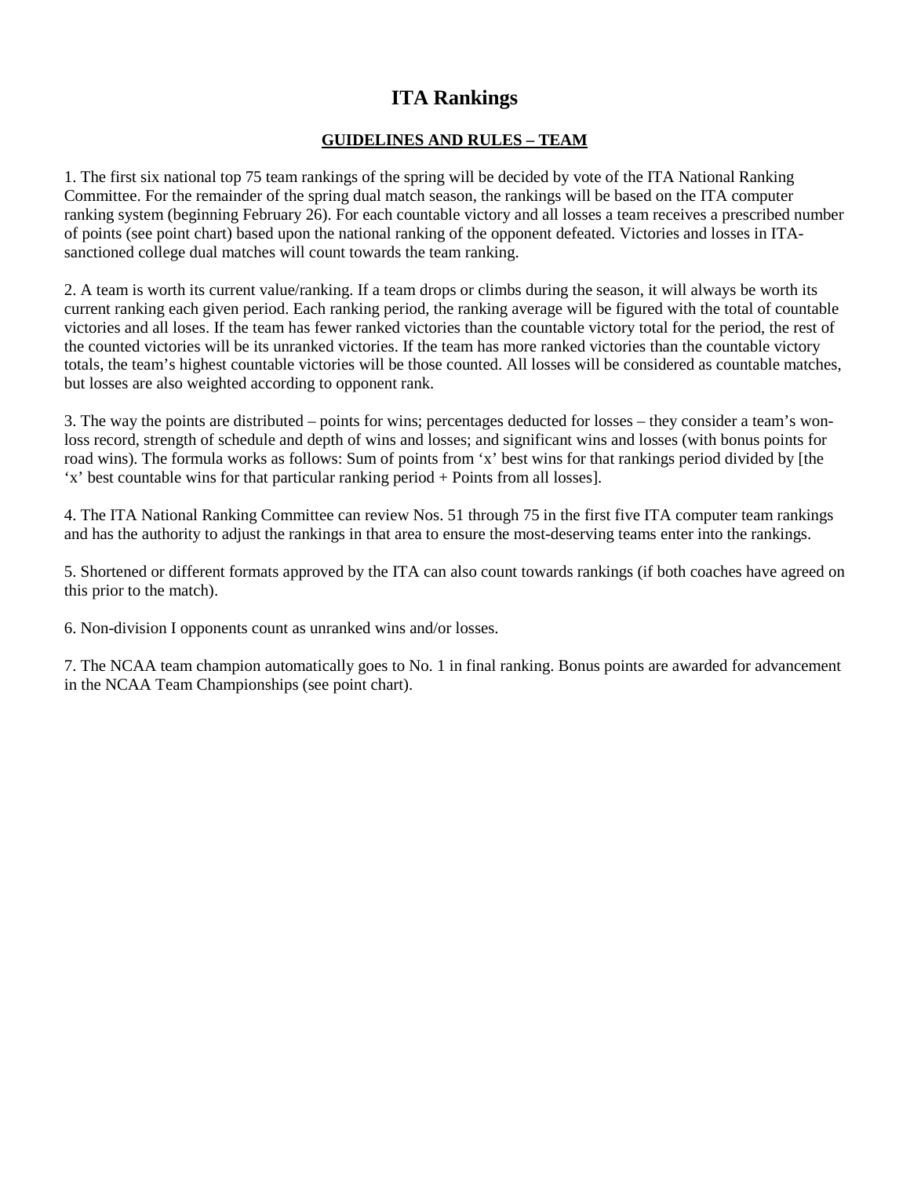# ITA Rankings

## GUIDELINES AND RULES – TEAM

1. The first six national top 75 team rankings of the spring will be decided by vote of the ITA National Ranking Committee. For the remainder of the spring dual match season, the rankings will be based on the ITA computer ranking system (beginning February 26). For each countable victory and all losses a team receives a prescribed number of points (see point chart) based upon the national ranking of the opponent defeated. Victories and losses in ITA-sanctioned college dual matches will count towards the team ranking.

2. A team is worth its current value/ranking. If a team drops or climbs during the season, it will always be worth its current ranking each given period. Each ranking period, the ranking average will be figured with the total of countable victories and all loses. If the team has fewer ranked victories than the countable victory total for the period, the rest of the counted victories will be its unranked victories. If the team has more ranked victories than the countable victory totals, the team's highest countable victories will be those counted. All losses will be considered as countable matches, but losses are also weighted according to opponent rank.

3. The way the points are distributed – points for wins; percentages deducted for losses – they consider a team's won-loss record, strength of schedule and depth of wins and losses; and significant wins and losses (with bonus points for road wins). The formula works as follows: Sum of points from 'x' best wins for that rankings period divided by [the 'x' best countable wins for that particular ranking period + Points from all losses].

4. The ITA National Ranking Committee can review Nos. 51 through 75 in the first five ITA computer team rankings and has the authority to adjust the rankings in that area to ensure the most-deserving teams enter into the rankings.

5. Shortened or different formats approved by the ITA can also count towards rankings (if both coaches have agreed on this prior to the match).

6. Non-division I opponents count as unranked wins and/or losses.

7. The NCAA team champion automatically goes to No. 1 in final ranking. Bonus points are awarded for advancement in the NCAA Team Championships (see point chart).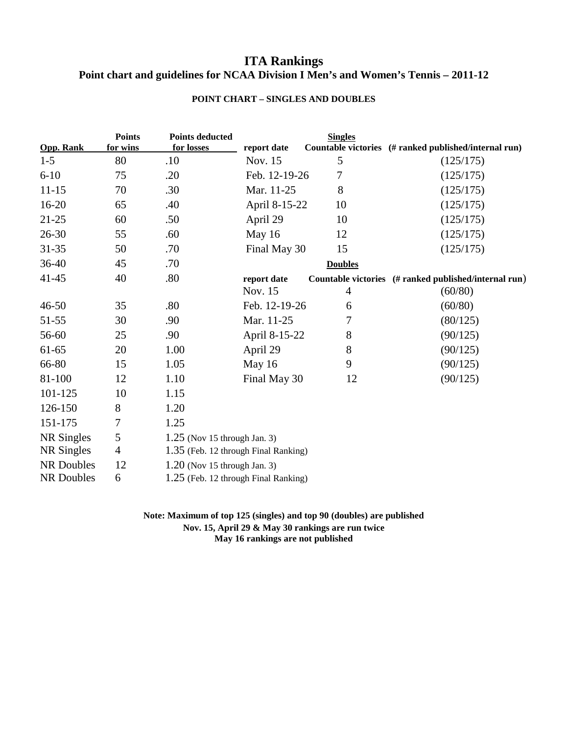# ITA Rankings

## Point chart and guidelines for NCAA Division I Men's and Women's Tennis – 2011-12

### POINT CHART – SINGLES AND DOUBLES

| Opp. Rank | Points for wins | Points deducted for losses |
|---|---|---|
| 1-5 | 80 | .10 |
| 6-10 | 75 | .20 |
| 11-15 | 70 | .30 |
| 16-20 | 65 | .40 |
| 21-25 | 60 | .50 |
| 26-30 | 55 | .60 |
| 31-35 | 50 | .70 |
| 36-40 | 45 | .70 |
| 41-45 | 40 | .80 |
| 46-50 | 35 | .80 |
| 51-55 | 30 | .90 |
| 56-60 | 25 | .90 |
| 61-65 | 20 | 1.00 |
| 66-80 | 15 | 1.05 |
| 81-100 | 12 | 1.10 |
| 101-125 | 10 | 1.15 |
| 126-150 | 8 | 1.20 |
| 151-175 | 7 | 1.25 |
| NR Singles | 5 | 1.25 (Nov 15 through Jan. 3) |
| NR Singles | 4 | 1.35 (Feb. 12 through Final Ranking) |
| NR Doubles | 12 | 1.20 (Nov 15 through Jan. 3) |
| NR Doubles | 6 | 1.25 (Feb. 12 through Final Ranking) |

**Singles**

| report date | Countable victories | (# ranked published/internal run) |
|---|---|---|
| Nov. 15 | 5 | (125/175) |
| Feb. 12-19-26 | 7 | (125/175) |
| Mar. 11-25 | 8 | (125/175) |
| April 8-15-22 | 10 | (125/175) |
| April 29 | 10 | (125/175) |
| May 16 | 12 | (125/175) |
| Final May 30 | 15 | (125/175) |

**Doubles**

| report date | Countable victories | (# ranked published/internal run) |
|---|---|---|
| Nov. 15 | 4 | (60/80) |
| Feb. 12-19-26 | 6 | (60/80) |
| Mar. 11-25 | 7 | (80/125) |
| April 8-15-22 | 8 | (90/125) |
| April 29 | 8 | (90/125) |
| May 16 | 9 | (90/125) |
| Final May 30 | 12 | (90/125) |

**Note: Maximum of top 125 (singles) and top 90 (doubles) are published**
**Nov. 15, April 29 & May 30 rankings are run twice**
**May 16 rankings are not published**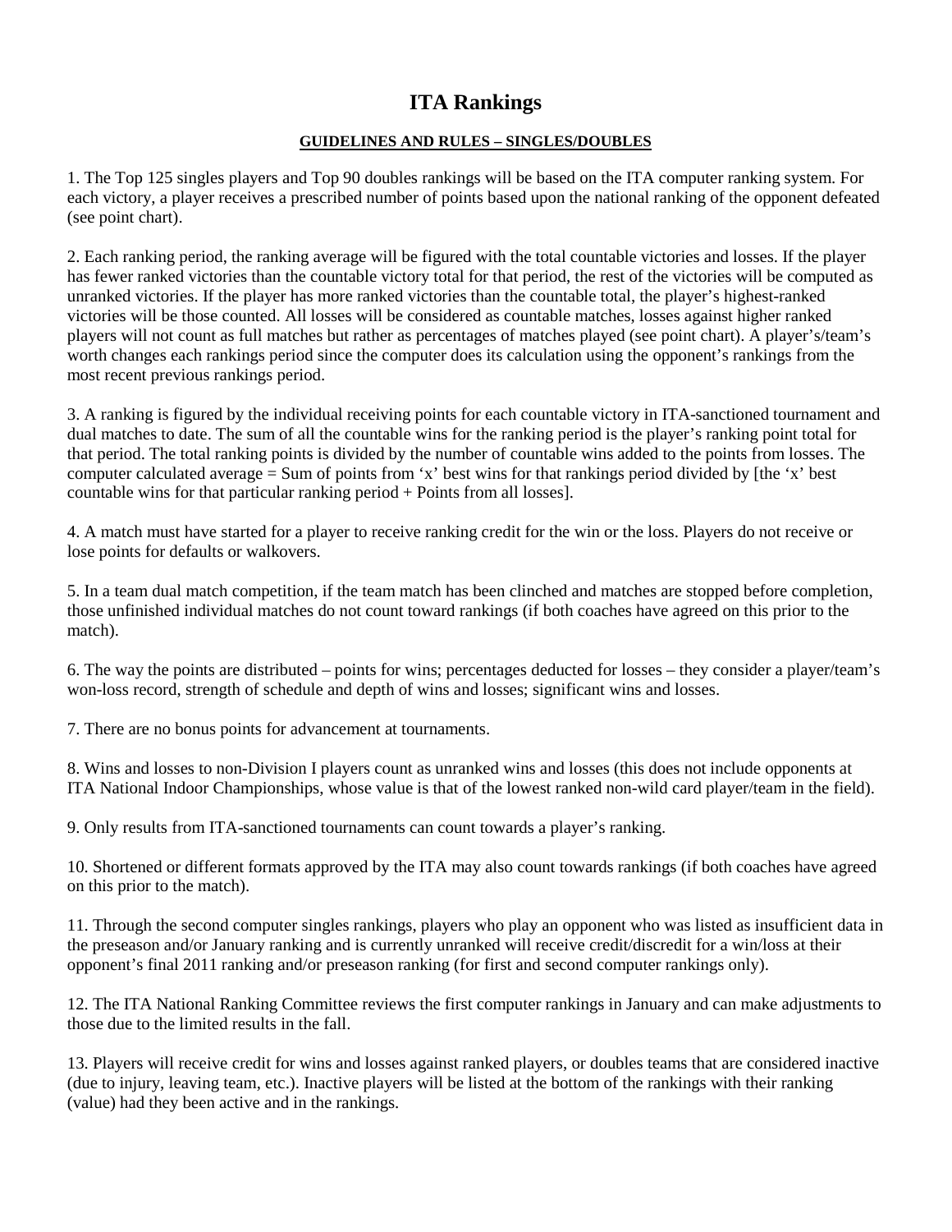# ITA Rankings

**GUIDELINES AND RULES – SINGLES/DOUBLES**

1. The Top 125 singles players and Top 90 doubles rankings will be based on the ITA computer ranking system. For each victory, a player receives a prescribed number of points based upon the national ranking of the opponent defeated (see point chart).

2. Each ranking period, the ranking average will be figured with the total countable victories and losses. If the player has fewer ranked victories than the countable victory total for that period, the rest of the victories will be computed as unranked victories. If the player has more ranked victories than the countable total, the player's highest-ranked victories will be those counted. All losses will be considered as countable matches, losses against higher ranked players will not count as full matches but rather as percentages of matches played (see point chart). A player's/team's worth changes each rankings period since the computer does its calculation using the opponent's rankings from the most recent previous rankings period.

3. A ranking is figured by the individual receiving points for each countable victory in ITA-sanctioned tournament and dual matches to date. The sum of all the countable wins for the ranking period is the player's ranking point total for that period. The total ranking points is divided by the number of countable wins added to the points from losses. The computer calculated average = Sum of points from 'x' best wins for that rankings period divided by [the 'x' best countable wins for that particular ranking period + Points from all losses].

4. A match must have started for a player to receive ranking credit for the win or the loss. Players do not receive or lose points for defaults or walkovers.

5. In a team dual match competition, if the team match has been clinched and matches are stopped before completion, those unfinished individual matches do not count toward rankings (if both coaches have agreed on this prior to the match).

6. The way the points are distributed – points for wins; percentages deducted for losses – they consider a player/team's won-loss record, strength of schedule and depth of wins and losses; significant wins and losses.

7. There are no bonus points for advancement at tournaments.

8. Wins and losses to non-Division I players count as unranked wins and losses (this does not include opponents at ITA National Indoor Championships, whose value is that of the lowest ranked non-wild card player/team in the field).

9. Only results from ITA-sanctioned tournaments can count towards a player's ranking.

10. Shortened or different formats approved by the ITA may also count towards rankings (if both coaches have agreed on this prior to the match).

11. Through the second computer singles rankings, players who play an opponent who was listed as insufficient data in the preseason and/or January ranking and is currently unranked will receive credit/discredit for a win/loss at their opponent's final 2011 ranking and/or preseason ranking (for first and second computer rankings only).

12. The ITA National Ranking Committee reviews the first computer rankings in January and can make adjustments to those due to the limited results in the fall.

13. Players will receive credit for wins and losses against ranked players, or doubles teams that are considered inactive (due to injury, leaving team, etc.). Inactive players will be listed at the bottom of the rankings with their ranking (value) had they been active and in the rankings.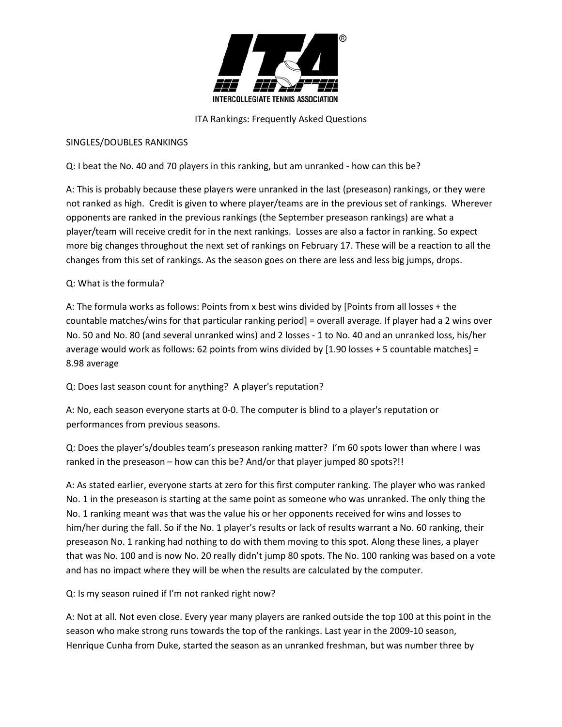ITA Rankings: Frequently Asked Questions

SINGLES/DOUBLES RANKINGS

Q: I beat the No. 40 and 70 players in this ranking, but am unranked - how can this be?

A: This is probably because these players were unranked in the last (preseason) rankings, or they were not ranked as high. Credit is given to where player/teams are in the previous set of rankings. Wherever opponents are ranked in the previous rankings (the September preseason rankings) are what a player/team will receive credit for in the next rankings. Losses are also a factor in ranking. So expect more big changes throughout the next set of rankings on February 17. These will be a reaction to all the changes from this set of rankings. As the season goes on there are less and less big jumps, drops.

Q: What is the formula?

A: The formula works as follows: Points from x best wins divided by [Points from all losses + the countable matches/wins for that particular ranking period] = overall average. If player had a 2 wins over No. 50 and No. 80 (and several unranked wins) and 2 losses - 1 to No. 40 and an unranked loss, his/her average would work as follows: 62 points from wins divided by [1.90 losses + 5 countable matches] = 8.98 average

Q: Does last season count for anything? A player's reputation?

A: No, each season everyone starts at 0-0. The computer is blind to a player's reputation or performances from previous seasons.

Q: Does the player's/doubles team's preseason ranking matter? I'm 60 spots lower than where I was ranked in the preseason – how can this be? And/or that player jumped 80 spots?!!

A: As stated earlier, everyone starts at zero for this first computer ranking. The player who was ranked No. 1 in the preseason is starting at the same point as someone who was unranked. The only thing the No. 1 ranking meant was that was the value his or her opponents received for wins and losses to him/her during the fall. So if the No. 1 player's results or lack of results warrant a No. 60 ranking, their preseason No. 1 ranking had nothing to do with them moving to this spot. Along these lines, a player that was No. 100 and is now No. 20 really didn't jump 80 spots. The No. 100 ranking was based on a vote and has no impact where they will be when the results are calculated by the computer.

Q: Is my season ruined if I'm not ranked right now?

A: Not at all. Not even close. Every year many players are ranked outside the top 100 at this point in the season who make strong runs towards the top of the rankings. Last year in the 2009-10 season, Henrique Cunha from Duke, started the season as an unranked freshman, but was number three by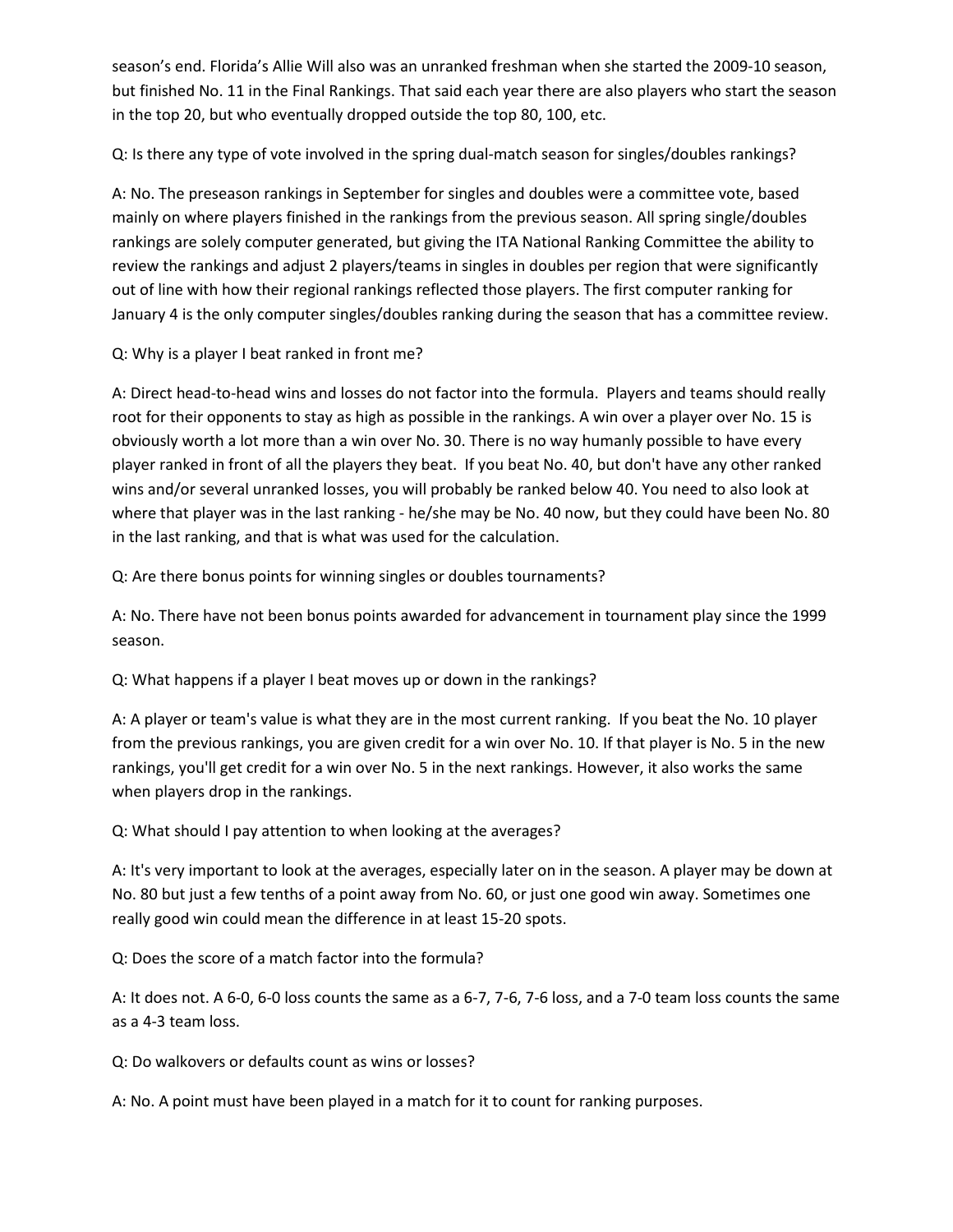season's end. Florida's Allie Will also was an unranked freshman when she started the 2009-10 season, but finished No. 11 in the Final Rankings. That said each year there are also players who start the season in the top 20, but who eventually dropped outside the top 80, 100, etc.

Q: Is there any type of vote involved in the spring dual-match season for singles/doubles rankings?

A: No. The preseason rankings in September for singles and doubles were a committee vote, based mainly on where players finished in the rankings from the previous season. All spring single/doubles rankings are solely computer generated, but giving the ITA National Ranking Committee the ability to review the rankings and adjust 2 players/teams in singles in doubles per region that were significantly out of line with how their regional rankings reflected those players. The first computer ranking for January 4 is the only computer singles/doubles ranking during the season that has a committee review.

Q: Why is a player I beat ranked in front me?

A: Direct head-to-head wins and losses do not factor into the formula. Players and teams should really root for their opponents to stay as high as possible in the rankings. A win over a player over No. 15 is obviously worth a lot more than a win over No. 30. There is no way humanly possible to have every player ranked in front of all the players they beat. If you beat No. 40, but don't have any other ranked wins and/or several unranked losses, you will probably be ranked below 40. You need to also look at where that player was in the last ranking - he/she may be No. 40 now, but they could have been No. 80 in the last ranking, and that is what was used for the calculation.

Q: Are there bonus points for winning singles or doubles tournaments?

A: No. There have not been bonus points awarded for advancement in tournament play since the 1999 season.

Q: What happens if a player I beat moves up or down in the rankings?

A: A player or team's value is what they are in the most current ranking. If you beat the No. 10 player from the previous rankings, you are given credit for a win over No. 10. If that player is No. 5 in the new rankings, you'll get credit for a win over No. 5 in the next rankings. However, it also works the same when players drop in the rankings.

Q: What should I pay attention to when looking at the averages?

A: It's very important to look at the averages, especially later on in the season. A player may be down at No. 80 but just a few tenths of a point away from No. 60, or just one good win away. Sometimes one really good win could mean the difference in at least 15-20 spots.

Q: Does the score of a match factor into the formula?

A: It does not. A 6-0, 6-0 loss counts the same as a 6-7, 7-6, 7-6 loss, and a 7-0 team loss counts the same as a 4-3 team loss.

Q: Do walkovers or defaults count as wins or losses?

A: No. A point must have been played in a match for it to count for ranking purposes.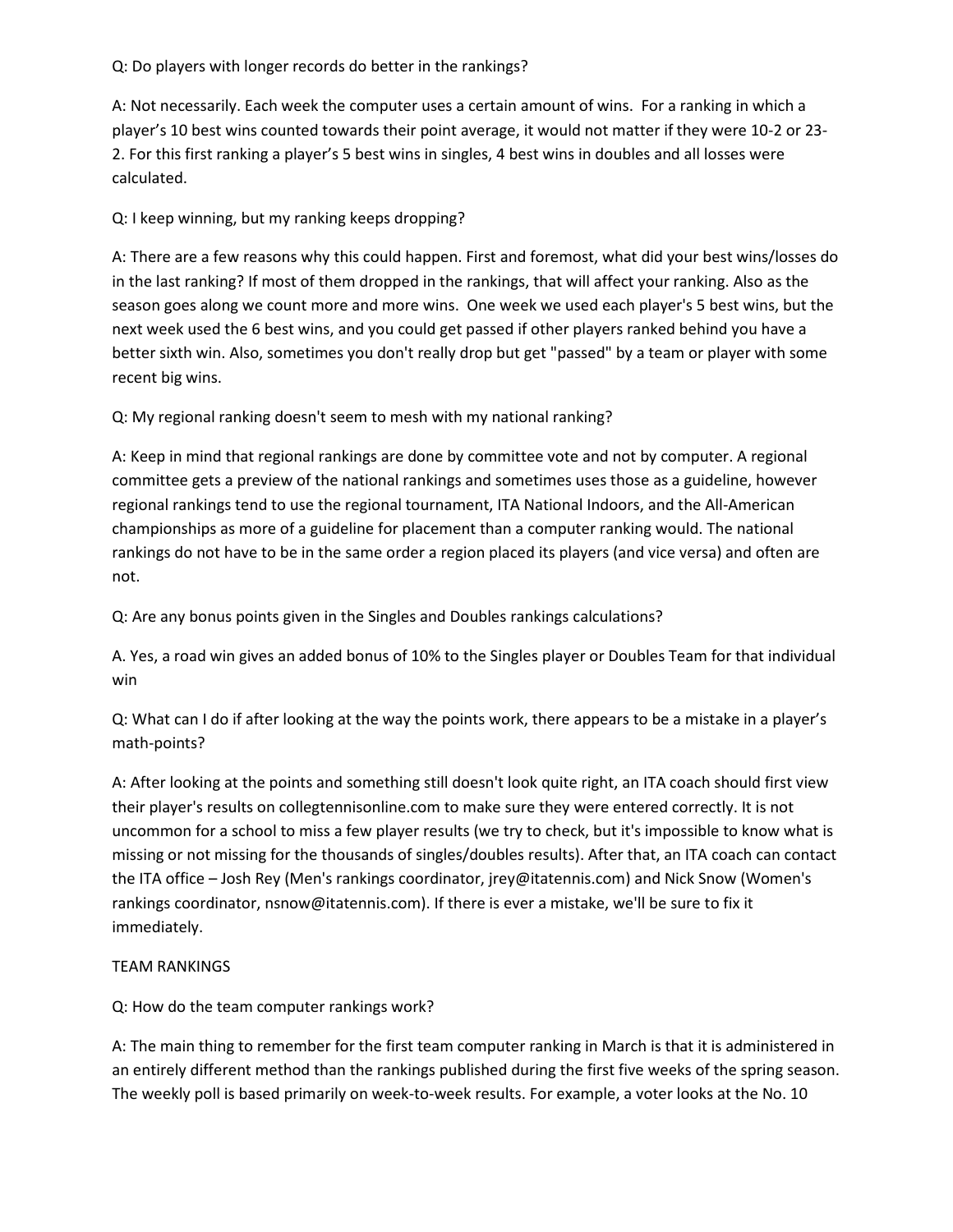Q: Do players with longer records do better in the rankings?

A: Not necessarily. Each week the computer uses a certain amount of wins. For a ranking in which a player's 10 best wins counted towards their point average, it would not matter if they were 10-2 or 23-2. For this first ranking a player's 5 best wins in singles, 4 best wins in doubles and all losses were calculated.

Q: I keep winning, but my ranking keeps dropping?

A: There are a few reasons why this could happen. First and foremost, what did your best wins/losses do in the last ranking? If most of them dropped in the rankings, that will affect your ranking. Also as the season goes along we count more and more wins. One week we used each player's 5 best wins, but the next week used the 6 best wins, and you could get passed if other players ranked behind you have a better sixth win. Also, sometimes you don't really drop but get "passed" by a team or player with some recent big wins.

Q: My regional ranking doesn't seem to mesh with my national ranking?

A: Keep in mind that regional rankings are done by committee vote and not by computer. A regional committee gets a preview of the national rankings and sometimes uses those as a guideline, however regional rankings tend to use the regional tournament, ITA National Indoors, and the All-American championships as more of a guideline for placement than a computer ranking would. The national rankings do not have to be in the same order a region placed its players (and vice versa) and often are not.

Q: Are any bonus points given in the Singles and Doubles rankings calculations?

A. Yes, a road win gives an added bonus of 10% to the Singles player or Doubles Team for that individual win

Q: What can I do if after looking at the way the points work, there appears to be a mistake in a player's math-points?

A: After looking at the points and something still doesn't look quite right, an ITA coach should first view their player's results on collegtennisonline.com to make sure they were entered correctly. It is not uncommon for a school to miss a few player results (we try to check, but it's impossible to know what is missing or not missing for the thousands of singles/doubles results). After that, an ITA coach can contact the ITA office – Josh Rey (Men's rankings coordinator, jrey@itatennis.com) and Nick Snow (Women's rankings coordinator, nsnow@itatennis.com). If there is ever a mistake, we'll be sure to fix it immediately.

## TEAM RANKINGS

Q: How do the team computer rankings work?

A: The main thing to remember for the first team computer ranking in March is that it is administered in an entirely different method than the rankings published during the first five weeks of the spring season. The weekly poll is based primarily on week-to-week results. For example, a voter looks at the No. 10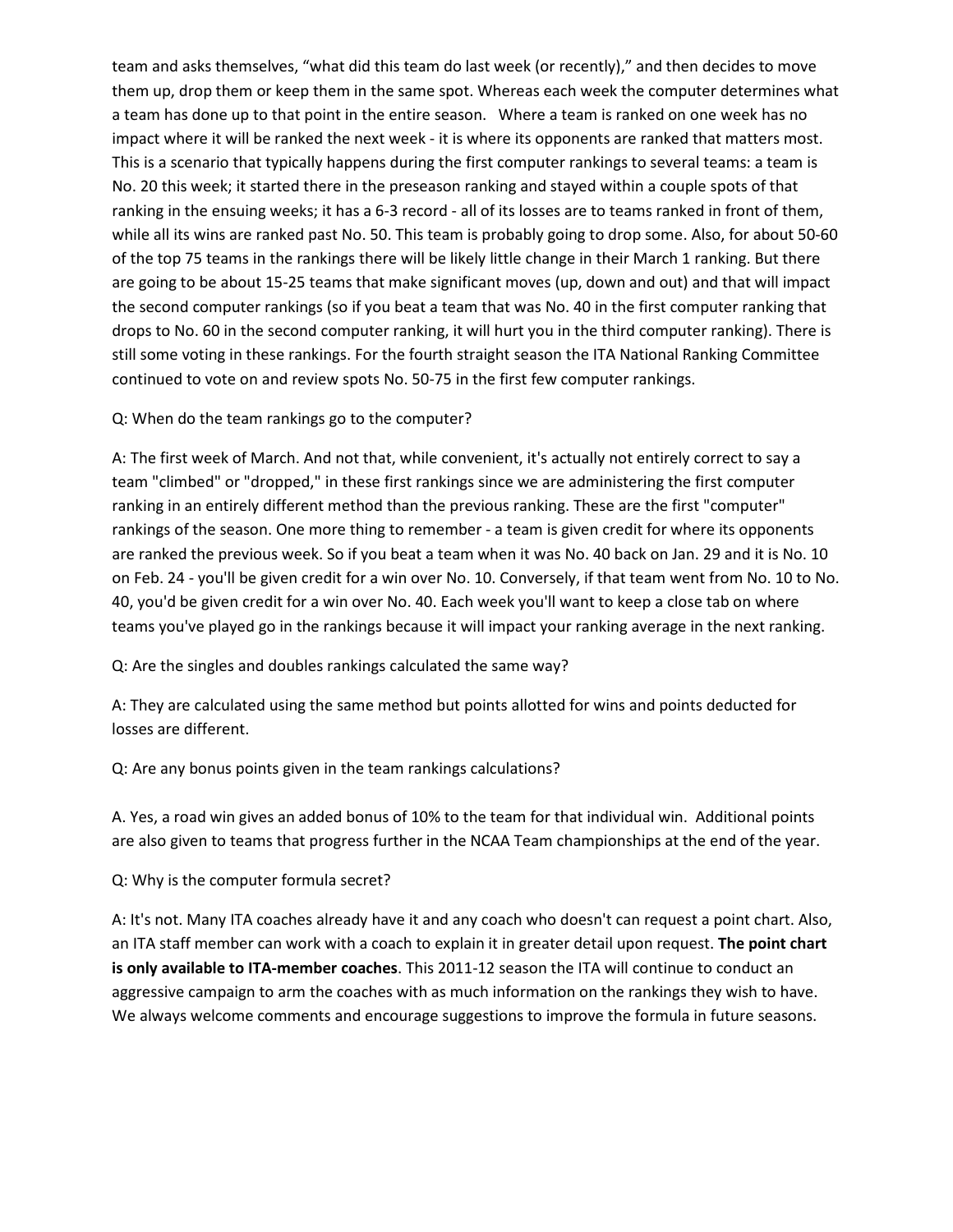team and asks themselves, "what did this team do last week (or recently)," and then decides to move them up, drop them or keep them in the same spot. Whereas each week the computer determines what a team has done up to that point in the entire season. Where a team is ranked on one week has no impact where it will be ranked the next week - it is where its opponents are ranked that matters most. This is a scenario that typically happens during the first computer rankings to several teams: a team is No. 20 this week; it started there in the preseason ranking and stayed within a couple spots of that ranking in the ensuing weeks; it has a 6-3 record - all of its losses are to teams ranked in front of them, while all its wins are ranked past No. 50. This team is probably going to drop some. Also, for about 50-60 of the top 75 teams in the rankings there will be likely little change in their March 1 ranking. But there are going to be about 15-25 teams that make significant moves (up, down and out) and that will impact the second computer rankings (so if you beat a team that was No. 40 in the first computer ranking that drops to No. 60 in the second computer ranking, it will hurt you in the third computer ranking). There is still some voting in these rankings. For the fourth straight season the ITA National Ranking Committee continued to vote on and review spots No. 50-75 in the first few computer rankings.

Q: When do the team rankings go to the computer?

A: The first week of March. And not that, while convenient, it's actually not entirely correct to say a team "climbed" or "dropped," in these first rankings since we are administering the first computer ranking in an entirely different method than the previous ranking. These are the first "computer" rankings of the season. One more thing to remember - a team is given credit for where its opponents are ranked the previous week. So if you beat a team when it was No. 40 back on Jan. 29 and it is No. 10 on Feb. 24 - you'll be given credit for a win over No. 10. Conversely, if that team went from No. 10 to No. 40, you'd be given credit for a win over No. 40. Each week you'll want to keep a close tab on where teams you've played go in the rankings because it will impact your ranking average in the next ranking.

Q: Are the singles and doubles rankings calculated the same way?

A: They are calculated using the same method but points allotted for wins and points deducted for losses are different.

Q: Are any bonus points given in the team rankings calculations?

A. Yes, a road win gives an added bonus of 10% to the team for that individual win. Additional points are also given to teams that progress further in the NCAA Team championships at the end of the year.

Q: Why is the computer formula secret?

A: It's not. Many ITA coaches already have it and any coach who doesn't can request a point chart. Also, an ITA staff member can work with a coach to explain it in greater detail upon request. **The point chart is only available to ITA-member coaches**. This 2011-12 season the ITA will continue to conduct an aggressive campaign to arm the coaches with as much information on the rankings they wish to have. We always welcome comments and encourage suggestions to improve the formula in future seasons.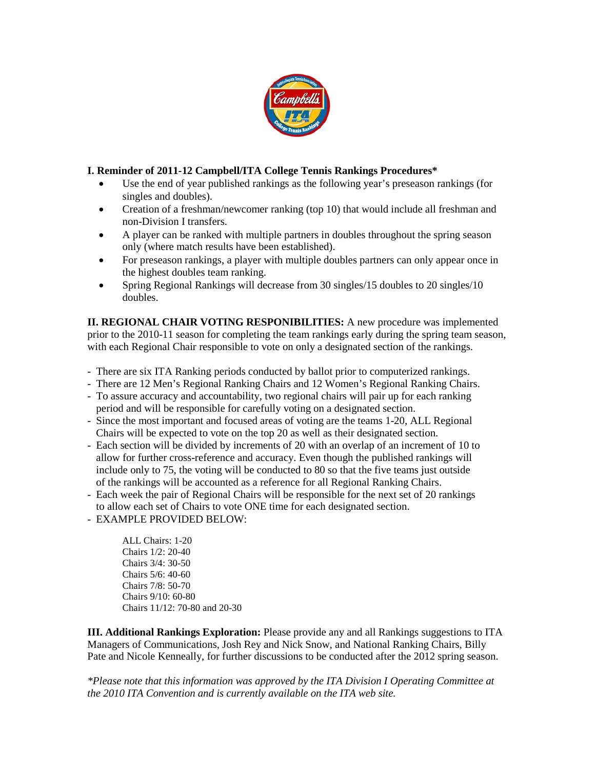**I. Reminder of 2011-12 Campbell/ITA College Tennis Rankings Procedures***

- Use the end of year published rankings as the following year's preseason rankings (for singles and doubles).
- Creation of a freshman/newcomer ranking (top 10) that would include all freshman and non-Division I transfers.
- A player can be ranked with multiple partners in doubles throughout the spring season only (where match results have been established).
- For preseason rankings, a player with multiple doubles partners can only appear once in the highest doubles team ranking.
- Spring Regional Rankings will decrease from 30 singles/15 doubles to 20 singles/10 doubles.

**II. REGIONAL CHAIR VOTING RESPONIBILITIES:** A new procedure was implemented prior to the 2010-11 season for completing the team rankings early during the spring team season, with each Regional Chair responsible to vote on only a designated section of the rankings.

- There are six ITA Ranking periods conducted by ballot prior to computerized rankings.
- There are 12 Men's Regional Ranking Chairs and 12 Women's Regional Ranking Chairs.
- To assure accuracy and accountability, two regional chairs will pair up for each ranking period and will be responsible for carefully voting on a designated section.
- Since the most important and focused areas of voting are the teams 1-20, ALL Regional Chairs will be expected to vote on the top 20 as well as their designated section.
- Each section will be divided by increments of 20 with an overlap of an increment of 10 to allow for further cross-reference and accuracy. Even though the published rankings will include only to 75, the voting will be conducted to 80 so that the five teams just outside of the rankings will be accounted as a reference for all Regional Ranking Chairs.
- Each week the pair of Regional Chairs will be responsible for the next set of 20 rankings to allow each set of Chairs to vote ONE time for each designated section.
- EXAMPLE PROVIDED BELOW:

ALL Chairs: 1-20
Chairs 1/2: 20-40
Chairs 3/4: 30-50
Chairs 5/6: 40-60
Chairs 7/8: 50-70
Chairs 9/10: 60-80
Chairs 11/12: 70-80 and 20-30

**III. Additional Rankings Exploration:** Please provide any and all Rankings suggestions to ITA Managers of Communications, Josh Rey and Nick Snow, and National Ranking Chairs, Billy Pate and Nicole Kenneally, for further discussions to be conducted after the 2012 spring season.

*\*Please note that this information was approved by the ITA Division I Operating Committee at the 2010 ITA Convention and is currently available on the ITA web site.*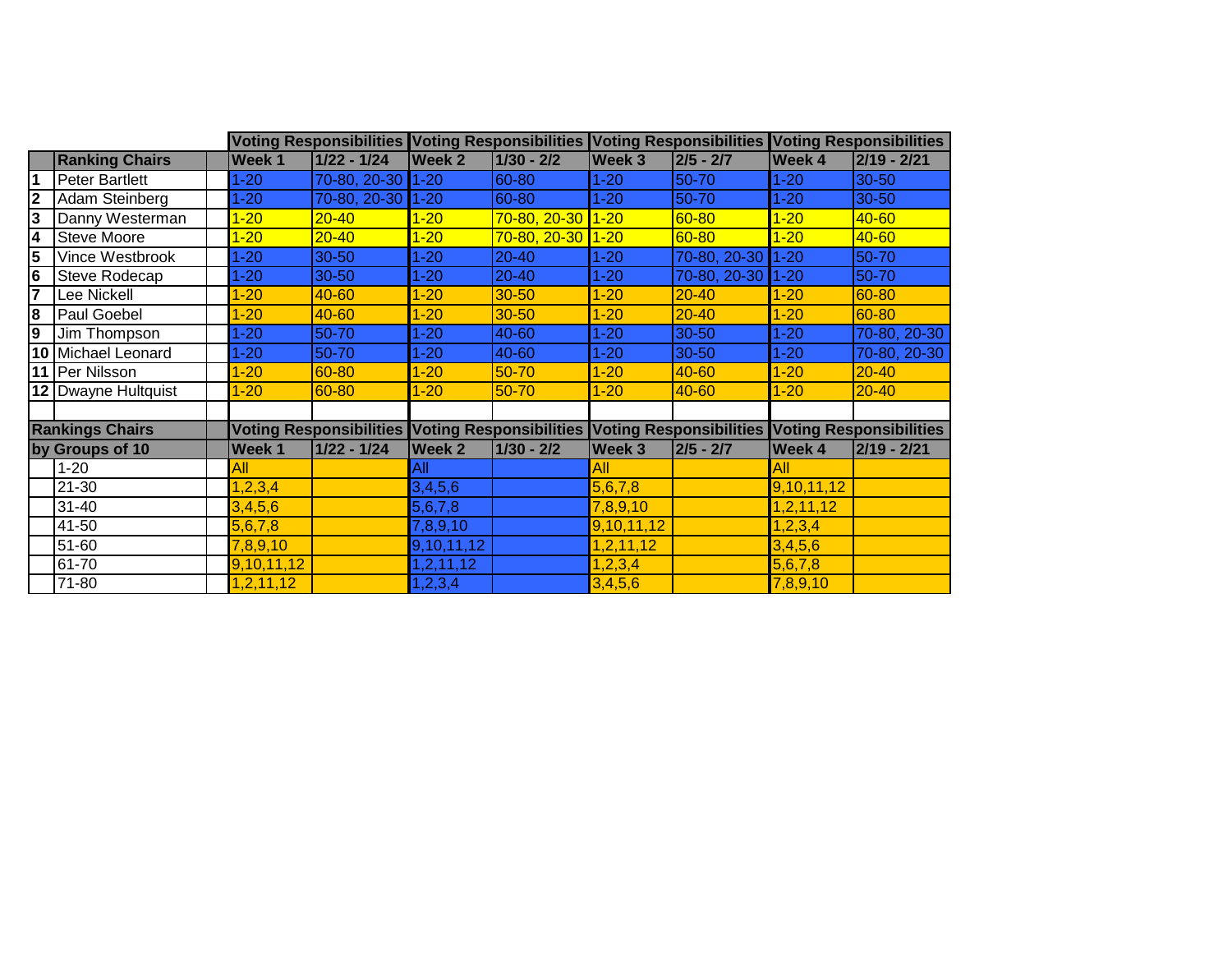| | Ranking Chairs | | Voting Responsibilities Week 1 | 1/22 - 1/24 | Voting Responsibilities Week 2 | 1/30 - 2/2 | Voting Responsibilities Week 3 | 2/5 - 2/7 | Voting Responsibilities Week 4 | 2/19 - 2/21 |
|---|---|---|---|---|---|---|---|---|---|---|
| 1 | Peter Bartlett | | 1-20 | 70-80, 20-30 | 1-20 | 60-80 | 1-20 | 50-70 | 1-20 | 30-50 |
| 2 | Adam Steinberg | | 1-20 | 70-80, 20-30 | 1-20 | 60-80 | 1-20 | 50-70 | 1-20 | 30-50 |
| 3 | Danny Westerman | | 1-20 | 20-40 | 1-20 | 70-80, 20-30 | 1-20 | 60-80 | 1-20 | 40-60 |
| 4 | Steve Moore | | 1-20 | 20-40 | 1-20 | 70-80, 20-30 | 1-20 | 60-80 | 1-20 | 40-60 |
| 5 | Vince Westbrook | | 1-20 | 30-50 | 1-20 | 20-40 | 1-20 | 70-80, 20-30 | 1-20 | 50-70 |
| 6 | Steve Rodecap | | 1-20 | 30-50 | 1-20 | 20-40 | 1-20 | 70-80, 20-30 | 1-20 | 50-70 |
| 7 | Lee Nickell | | 1-20 | 40-60 | 1-20 | 30-50 | 1-20 | 20-40 | 1-20 | 60-80 |
| 8 | Paul Goebel | | 1-20 | 40-60 | 1-20 | 30-50 | 1-20 | 20-40 | 1-20 | 60-80 |
| 9 | Jim Thompson | | 1-20 | 50-70 | 1-20 | 40-60 | 1-20 | 30-50 | 1-20 | 70-80, 20-30 |
| 10 | Michael Leonard | | 1-20 | 50-70 | 1-20 | 40-60 | 1-20 | 30-50 | 1-20 | 70-80, 20-30 |
| 11 | Per Nilsson | | 1-20 | 60-80 | 1-20 | 50-70 | 1-20 | 40-60 | 1-20 | 20-40 |
| 12 | Dwayne Hultquist | | 1-20 | 60-80 | 1-20 | 50-70 | 1-20 | 40-60 | 1-20 | 20-40 |

| Rankings Chairs by Groups of 10 | | | Voting Responsibilities Week 1 | 1/22 - 1/24 | Voting Responsibilities Week 2 | 1/30 - 2/2 | Voting Responsibilities Week 3 | 2/5 - 2/7 | Voting Responsibilities Week 4 | 2/19 - 2/21 |
|---|---|---|---|---|---|---|---|---|---|---|
| | 1-20 | | All | | All | | All | | All | |
| | 21-30 | | 1,2,3,4 | | 3,4,5,6 | | 5,6,7,8 | | 9,10,11,12 | |
| | 31-40 | | 3,4,5,6 | | 5,6,7,8 | | 7,8,9,10 | | 1,2,11,12 | |
| | 41-50 | | 5,6,7,8 | | 7,8,9,10 | | 9,10,11,12 | | 1,2,3,4 | |
| | 51-60 | | 7,8,9,10 | | 9,10,11,12 | | 1,2,11,12 | | 3,4,5,6 | |
| | 61-70 | | 9,10,11,12 | | 1,2,11,12 | | 1,2,3,4 | | 5,6,7,8 | |
| | 71-80 | | 1,2,11,12 | | 1,2,3,4 | | 3,4,5,6 | | 7,8,9,10 | |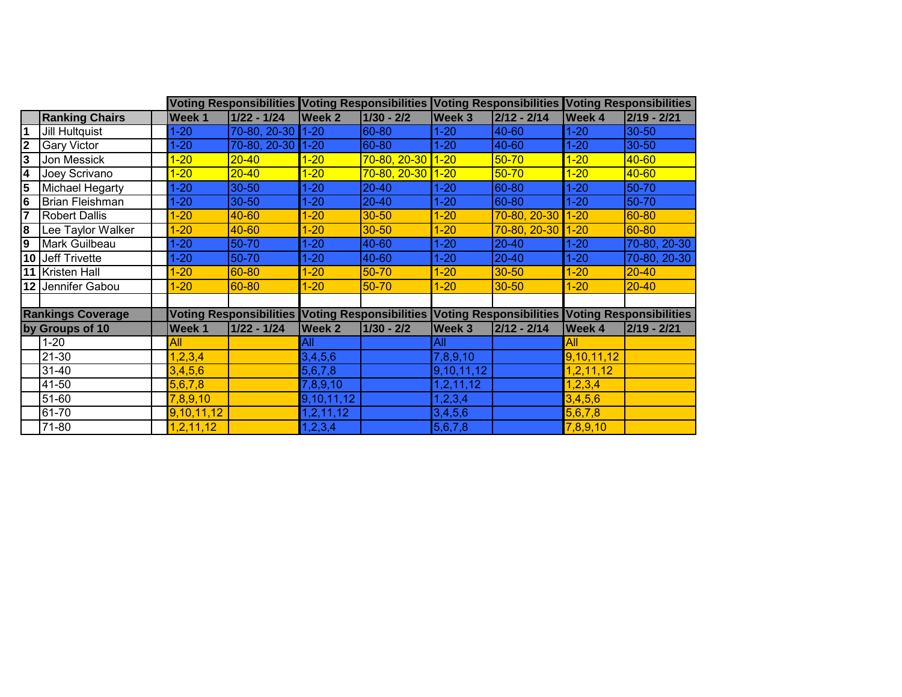| | | | Voting Responsibilities | | Voting Responsibilities | | Voting Responsibilities | | Voting Responsibilities | |
|---|---|---|---|---|---|---|---|---|---|---|
| | Ranking Chairs | | Week 1 | 1/22 - 1/24 | Week 2 | 1/30 - 2/2 | Week 3 | 2/12 - 2/14 | Week 4 | 2/19 - 2/21 |
| 1 | Jill Hultquist | | 1-20 | 70-80, 20-30 | 1-20 | 60-80 | 1-20 | 40-60 | 1-20 | 30-50 |
| 2 | Gary Victor | | 1-20 | 70-80, 20-30 | 1-20 | 60-80 | 1-20 | 40-60 | 1-20 | 30-50 |
| 3 | Jon Messick | | 1-20 | 20-40 | 1-20 | 70-80, 20-30 | 1-20 | 50-70 | 1-20 | 40-60 |
| 4 | Joey Scrivano | | 1-20 | 20-40 | 1-20 | 70-80, 20-30 | 1-20 | 50-70 | 1-20 | 40-60 |
| 5 | Michael Hegarty | | 1-20 | 30-50 | 1-20 | 20-40 | 1-20 | 60-80 | 1-20 | 50-70 |
| 6 | Brian Fleishman | | 1-20 | 30-50 | 1-20 | 20-40 | 1-20 | 60-80 | 1-20 | 50-70 |
| 7 | Robert Dallis | | 1-20 | 40-60 | 1-20 | 30-50 | 1-20 | 70-80, 20-30 | 1-20 | 60-80 |
| 8 | Lee Taylor Walker | | 1-20 | 40-60 | 1-20 | 30-50 | 1-20 | 70-80, 20-30 | 1-20 | 60-80 |
| 9 | Mark Guilbeau | | 1-20 | 50-70 | 1-20 | 40-60 | 1-20 | 20-40 | 1-20 | 70-80, 20-30 |
| 10 | Jeff Trivette | | 1-20 | 50-70 | 1-20 | 40-60 | 1-20 | 20-40 | 1-20 | 70-80, 20-30 |
| 11 | Kristen Hall | | 1-20 | 60-80 | 1-20 | 50-70 | 1-20 | 30-50 | 1-20 | 20-40 |
| 12 | Jennifer Gabou | | 1-20 | 60-80 | 1-20 | 50-70 | 1-20 | 30-50 | 1-20 | 20-40 |
| | | | | | | | | | | |
| Rankings Coverage | | | Voting Responsibilities | | Voting Responsibilities | | Voting Responsibilities | | Voting Responsibilities | |
| by Groups of 10 | | | Week 1 | 1/22 - 1/24 | Week 2 | 1/30 - 2/2 | Week 3 | 2/12 - 2/14 | Week 4 | 2/19 - 2/21 |
| | 1-20 | | All | | All | | All | | All | |
| | 21-30 | | 1,2,3,4 | | 3,4,5,6 | | 7,8,9,10 | | 9,10,11,12 | |
| | 31-40 | | 3,4,5,6 | | 5,6,7,8 | | 9,10,11,12 | | 1,2,11,12 | |
| | 41-50 | | 5,6,7,8 | | 7,8,9,10 | | 1,2,11,12 | | 1,2,3,4 | |
| | 51-60 | | 7,8,9,10 | | 9,10,11,12 | | 1,2,3,4 | | 3,4,5,6 | |
| | 61-70 | | 9,10,11,12 | | 1,2,11,12 | | 3,4,5,6 | | 5,6,7,8 | |
| | 71-80 | | 1,2,11,12 | | 1,2,3,4 | | 5,6,7,8 | | 7,8,9,10 | |